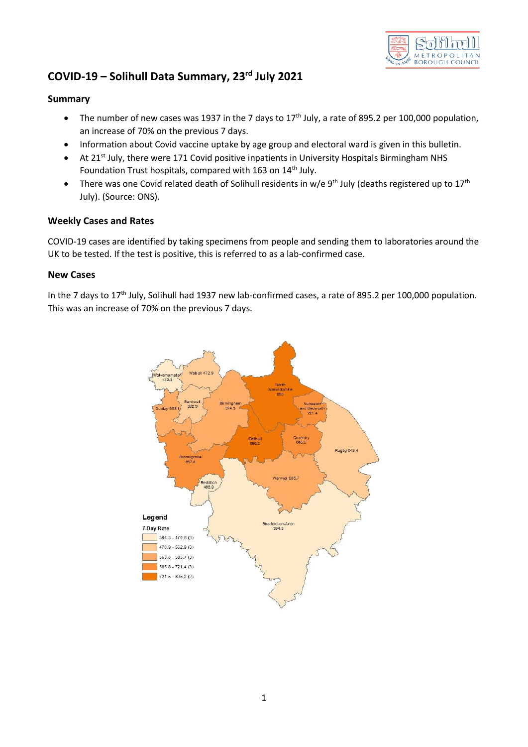# COVID-19 – Solihull Data Summary, 23rd July 2021

## Summary

- The number of new cases was 1937 in the 7 days to 17th July, a rate of 895.2 per 100,000 population, an increase of 70% on the previous 7 days.
- Information about Covid vaccine uptake by age group and electoral ward is given in this bulletin.
- At 21st July, there were 171 Covid positive inpatients in University Hospitals Birmingham NHS Foundation Trust hospitals, compared with 163 on 14th July.
- There was one Covid related death of Solihull residents in w/e 9th July (deaths registered up to 17th July). (Source: ONS).

## Weekly Cases and Rates

COVID-19 cases are identified by taking specimens from people and sending them to laboratories around the UK to be tested. If the test is positive, this is referred to as a lab-confirmed case.

## New Cases

In the 7 days to 17th July, Solihull had 1937 new lab-confirmed cases, a rate of 895.2 per 100,000 population. This was an increase of 70% on the previous 7 days.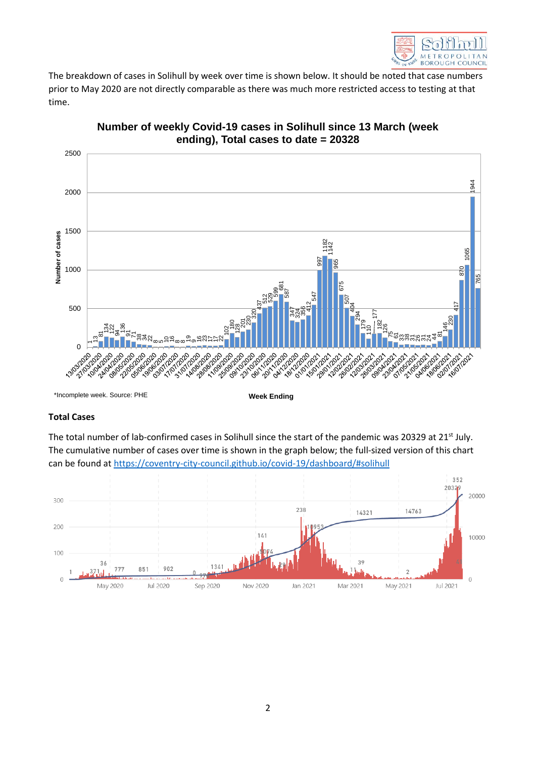The breakdown of cases in Solihull by week over time is shown below. It should be noted that case numbers prior to May 2020 are not directly comparable as there was much more restricted access to testing at that time.

**Number of weekly Covid-19 cases in Solihull since 13 March (week ending), Total cases to date = 20328**

*Incomplete week. Source: PHE

## Total Cases

The total number of lab-confirmed cases in Solihull since the start of the pandemic was 20329 at 21st July. The cumulative number of cases over time is shown in the graph below; the full-sized version of this chart can be found at [https://coventry-city-council.github.io/covid-19/dashboard/#solihull](https://coventry-city-council.github.io/covid-19/dashboard/#solihull)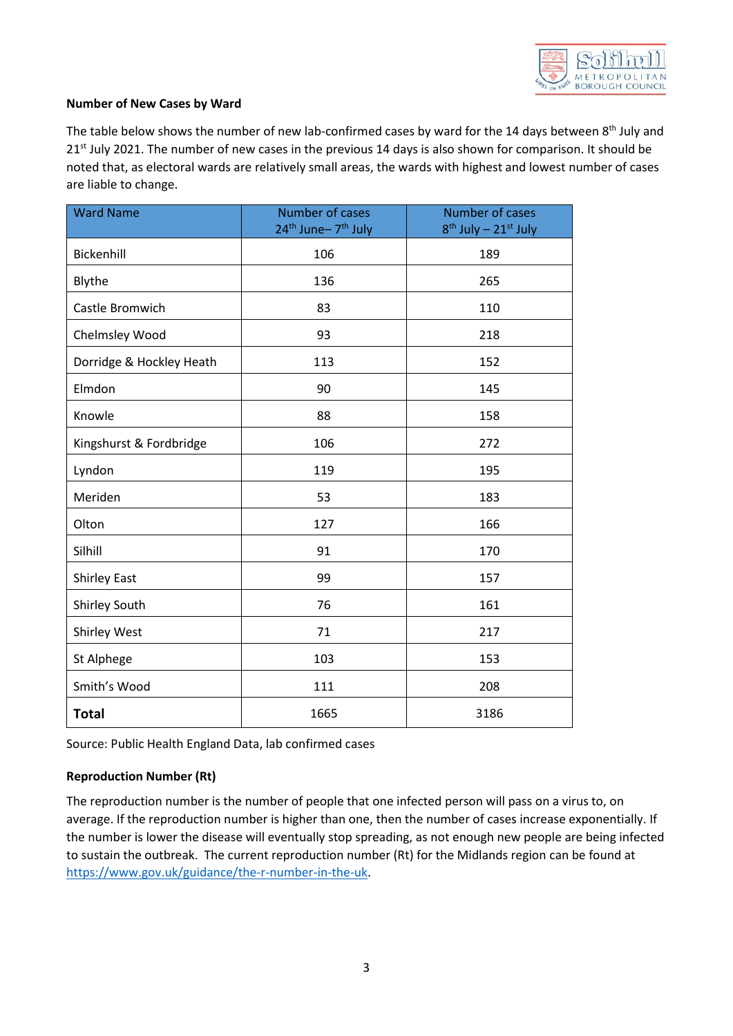### Number of New Cases by Ward

The table below shows the number of new lab-confirmed cases by ward for the 14 days between 8th July and 21st July 2021. The number of new cases in the previous 14 days is also shown for comparison. It should be noted that, as electoral wards are relatively small areas, the wards with highest and lowest number of cases are liable to change.

| Ward Name | Number of cases 24th June– 7th July | Number of cases 8th July – 21st July |
|---|---|---|
| Bickenhill | 106 | 189 |
| Blythe | 136 | 265 |
| Castle Bromwich | 83 | 110 |
| Chelmsley Wood | 93 | 218 |
| Dorridge & Hockley Heath | 113 | 152 |
| Elmdon | 90 | 145 |
| Knowle | 88 | 158 |
| Kingshurst & Fordbridge | 106 | 272 |
| Lyndon | 119 | 195 |
| Meriden | 53 | 183 |
| Olton | 127 | 166 |
| Silhill | 91 | 170 |
| Shirley East | 99 | 157 |
| Shirley South | 76 | 161 |
| Shirley West | 71 | 217 |
| St Alphege | 103 | 153 |
| Smith's Wood | 111 | 208 |
| **Total** | 1665 | 3186 |

Source: Public Health England Data, lab confirmed cases

### Reproduction Number (Rt)

The reproduction number is the number of people that one infected person will pass on a virus to, on average. If the reproduction number is higher than one, then the number of cases increase exponentially. If the number is lower the disease will eventually stop spreading, as not enough new people are being infected to sustain the outbreak. The current reproduction number (Rt) for the Midlands region can be found at https://www.gov.uk/guidance/the-r-number-in-the-uk.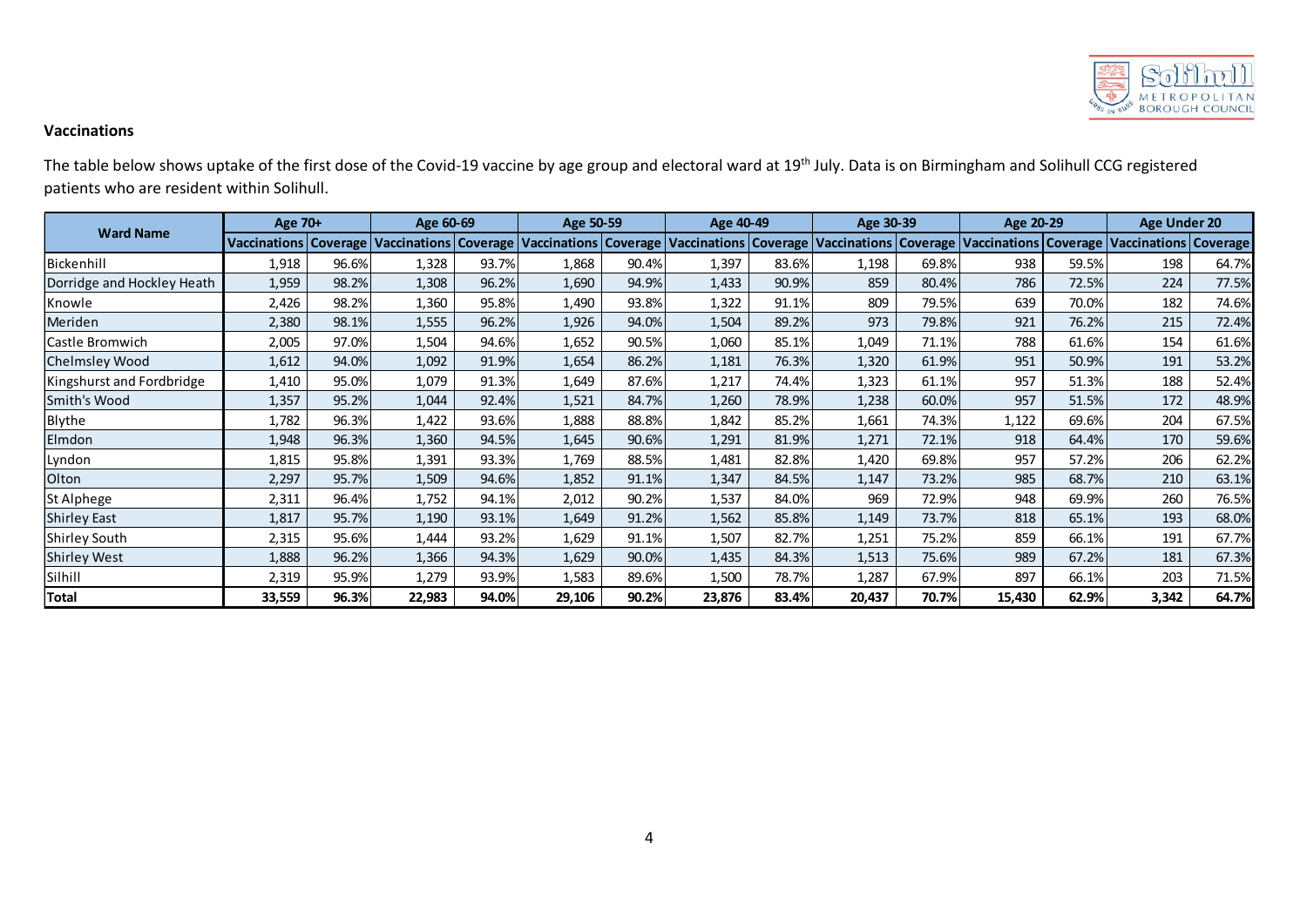### Vaccinations

The table below shows uptake of the first dose of the Covid-19 vaccine by age group and electoral ward at 19th July. Data is on Birmingham and Solihull CCG registered patients who are resident within Solihull.

| Ward Name | Age 70+ | | Age 60-69 | | Age 50-59 | | Age 40-49 | | Age 30-39 | | Age 20-29 | | Age Under 20 | |
|---|---|---|---|---|---|---|---|---|---|---|---|---|---|---|
| | Vaccinations | Coverage | Vaccinations | Coverage | Vaccinations | Coverage | Vaccinations | Coverage | Vaccinations | Coverage | Vaccinations | Coverage | Vaccinations | Coverage |
| Bickenhill | 1,918 | 96.6% | 1,328 | 93.7% | 1,868 | 90.4% | 1,397 | 83.6% | 1,198 | 69.8% | 938 | 59.5% | 198 | 64.7% |
| Dorridge and Hockley Heath | 1,959 | 98.2% | 1,308 | 96.2% | 1,690 | 94.9% | 1,433 | 90.9% | 859 | 80.4% | 786 | 72.5% | 224 | 77.5% |
| Knowle | 2,426 | 98.2% | 1,360 | 95.8% | 1,490 | 93.8% | 1,322 | 91.1% | 809 | 79.5% | 639 | 70.0% | 182 | 74.6% |
| Meriden | 2,380 | 98.1% | 1,555 | 96.2% | 1,926 | 94.0% | 1,504 | 89.2% | 973 | 79.8% | 921 | 76.2% | 215 | 72.4% |
| Castle Bromwich | 2,005 | 97.0% | 1,504 | 94.6% | 1,652 | 90.5% | 1,060 | 85.1% | 1,049 | 71.1% | 788 | 61.6% | 154 | 61.6% |
| Chelmsley Wood | 1,612 | 94.0% | 1,092 | 91.9% | 1,654 | 86.2% | 1,181 | 76.3% | 1,320 | 61.9% | 951 | 50.9% | 191 | 53.2% |
| Kingshurst and Fordbridge | 1,410 | 95.0% | 1,079 | 91.3% | 1,649 | 87.6% | 1,217 | 74.4% | 1,323 | 61.1% | 957 | 51.3% | 188 | 52.4% |
| Smith's Wood | 1,357 | 95.2% | 1,044 | 92.4% | 1,521 | 84.7% | 1,260 | 78.9% | 1,238 | 60.0% | 957 | 51.5% | 172 | 48.9% |
| Blythe | 1,782 | 96.3% | 1,422 | 93.6% | 1,888 | 88.8% | 1,842 | 85.2% | 1,661 | 74.3% | 1,122 | 69.6% | 204 | 67.5% |
| Elmdon | 1,948 | 96.3% | 1,360 | 94.5% | 1,645 | 90.6% | 1,291 | 81.9% | 1,271 | 72.1% | 918 | 64.4% | 170 | 59.6% |
| Lyndon | 1,815 | 95.8% | 1,391 | 93.3% | 1,769 | 88.5% | 1,481 | 82.8% | 1,420 | 69.8% | 957 | 57.2% | 206 | 62.2% |
| Olton | 2,297 | 95.7% | 1,509 | 94.6% | 1,852 | 91.1% | 1,347 | 84.5% | 1,147 | 73.2% | 985 | 68.7% | 210 | 63.1% |
| St Alphege | 2,311 | 96.4% | 1,752 | 94.1% | 2,012 | 90.2% | 1,537 | 84.0% | 969 | 72.9% | 948 | 69.9% | 260 | 76.5% |
| Shirley East | 1,817 | 95.7% | 1,190 | 93.1% | 1,649 | 91.2% | 1,562 | 85.8% | 1,149 | 73.7% | 818 | 65.1% | 193 | 68.0% |
| Shirley South | 2,315 | 95.6% | 1,444 | 93.2% | 1,629 | 91.1% | 1,507 | 82.7% | 1,251 | 75.2% | 859 | 66.1% | 191 | 67.7% |
| Shirley West | 1,888 | 96.2% | 1,366 | 94.3% | 1,629 | 90.0% | 1,435 | 84.3% | 1,513 | 75.6% | 989 | 67.2% | 181 | 67.3% |
| Silhill | 2,319 | 95.9% | 1,279 | 93.9% | 1,583 | 89.6% | 1,500 | 78.7% | 1,287 | 67.9% | 897 | 66.1% | 203 | 71.5% |
| **Total** | **33,559** | **96.3%** | **22,983** | **94.0%** | **29,106** | **90.2%** | **23,876** | **83.4%** | **20,437** | **70.7%** | **15,430** | **62.9%** | **3,342** | **64.7%** |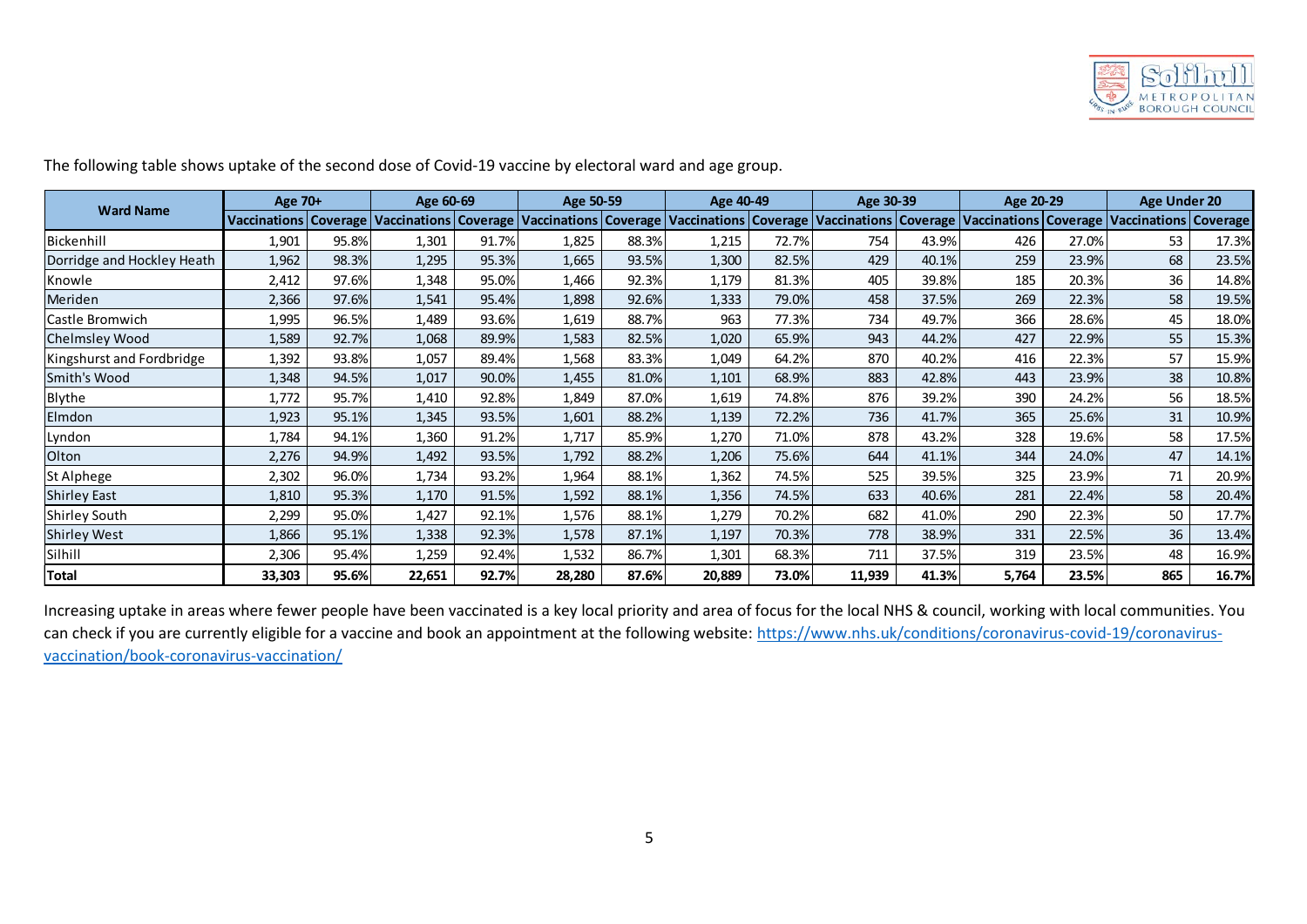The following table shows uptake of the second dose of Covid-19 vaccine by electoral ward and age group.

| Ward Name | Age 70+ | | Age 60-69 | | Age 50-59 | | Age 40-49 | | Age 30-39 | | Age 20-29 | | Age Under 20 | |
|---|---|---|---|---|---|---|---|---|---|---|---|---|---|---|
| | Vaccinations | Coverage | Vaccinations | Coverage | Vaccinations | Coverage | Vaccinations | Coverage | Vaccinations | Coverage | Vaccinations | Coverage | Vaccinations | Coverage |
| Bickenhill | 1,901 | 95.8% | 1,301 | 91.7% | 1,825 | 88.3% | 1,215 | 72.7% | 754 | 43.9% | 426 | 27.0% | 53 | 17.3% |
| Dorridge and Hockley Heath | 1,962 | 98.3% | 1,295 | 95.3% | 1,665 | 93.5% | 1,300 | 82.5% | 429 | 40.1% | 259 | 23.9% | 68 | 23.5% |
| Knowle | 2,412 | 97.6% | 1,348 | 95.0% | 1,466 | 92.3% | 1,179 | 81.3% | 405 | 39.8% | 185 | 20.3% | 36 | 14.8% |
| Meriden | 2,366 | 97.6% | 1,541 | 95.4% | 1,898 | 92.6% | 1,333 | 79.0% | 458 | 37.5% | 269 | 22.3% | 58 | 19.5% |
| Castle Bromwich | 1,995 | 96.5% | 1,489 | 93.6% | 1,619 | 88.7% | 963 | 77.3% | 734 | 49.7% | 366 | 28.6% | 45 | 18.0% |
| Chelmsley Wood | 1,589 | 92.7% | 1,068 | 89.9% | 1,583 | 82.5% | 1,020 | 65.9% | 943 | 44.2% | 427 | 22.9% | 55 | 15.3% |
| Kingshurst and Fordbridge | 1,392 | 93.8% | 1,057 | 89.4% | 1,568 | 83.3% | 1,049 | 64.2% | 870 | 40.2% | 416 | 22.3% | 57 | 15.9% |
| Smith's Wood | 1,348 | 94.5% | 1,017 | 90.0% | 1,455 | 81.0% | 1,101 | 68.9% | 883 | 42.8% | 443 | 23.9% | 38 | 10.8% |
| Blythe | 1,772 | 95.7% | 1,410 | 92.8% | 1,849 | 87.0% | 1,619 | 74.8% | 876 | 39.2% | 390 | 24.2% | 56 | 18.5% |
| Elmdon | 1,923 | 95.1% | 1,345 | 93.5% | 1,601 | 88.2% | 1,139 | 72.2% | 736 | 41.7% | 365 | 25.6% | 31 | 10.9% |
| Lyndon | 1,784 | 94.1% | 1,360 | 91.2% | 1,717 | 85.9% | 1,270 | 71.0% | 878 | 43.2% | 328 | 19.6% | 58 | 17.5% |
| Olton | 2,276 | 94.9% | 1,492 | 93.5% | 1,792 | 88.2% | 1,206 | 75.6% | 644 | 41.1% | 344 | 24.0% | 47 | 14.1% |
| St Alphege | 2,302 | 96.0% | 1,734 | 93.2% | 1,964 | 88.1% | 1,362 | 74.5% | 525 | 39.5% | 325 | 23.9% | 71 | 20.9% |
| Shirley East | 1,810 | 95.3% | 1,170 | 91.5% | 1,592 | 88.1% | 1,356 | 74.5% | 633 | 40.6% | 281 | 22.4% | 58 | 20.4% |
| Shirley South | 2,299 | 95.0% | 1,427 | 92.1% | 1,576 | 88.1% | 1,279 | 70.2% | 682 | 41.0% | 290 | 22.3% | 50 | 17.7% |
| Shirley West | 1,866 | 95.1% | 1,338 | 92.3% | 1,578 | 87.1% | 1,197 | 70.3% | 778 | 38.9% | 331 | 22.5% | 36 | 13.4% |
| Silhill | 2,306 | 95.4% | 1,259 | 92.4% | 1,532 | 86.7% | 1,301 | 68.3% | 711 | 37.5% | 319 | 23.5% | 48 | 16.9% |
| **Total** | **33,303** | **95.6%** | **22,651** | **92.7%** | **28,280** | **87.6%** | **20,889** | **73.0%** | **11,939** | **41.3%** | **5,764** | **23.5%** | **865** | **16.7%** |

Increasing uptake in areas where fewer people have been vaccinated is a key local priority and area of focus for the local NHS & council, working with local communities. You can check if you are currently eligible for a vaccine and book an appointment at the following website: https://www.nhs.uk/conditions/coronavirus-covid-19/coronavirus-vaccination/book-coronavirus-vaccination/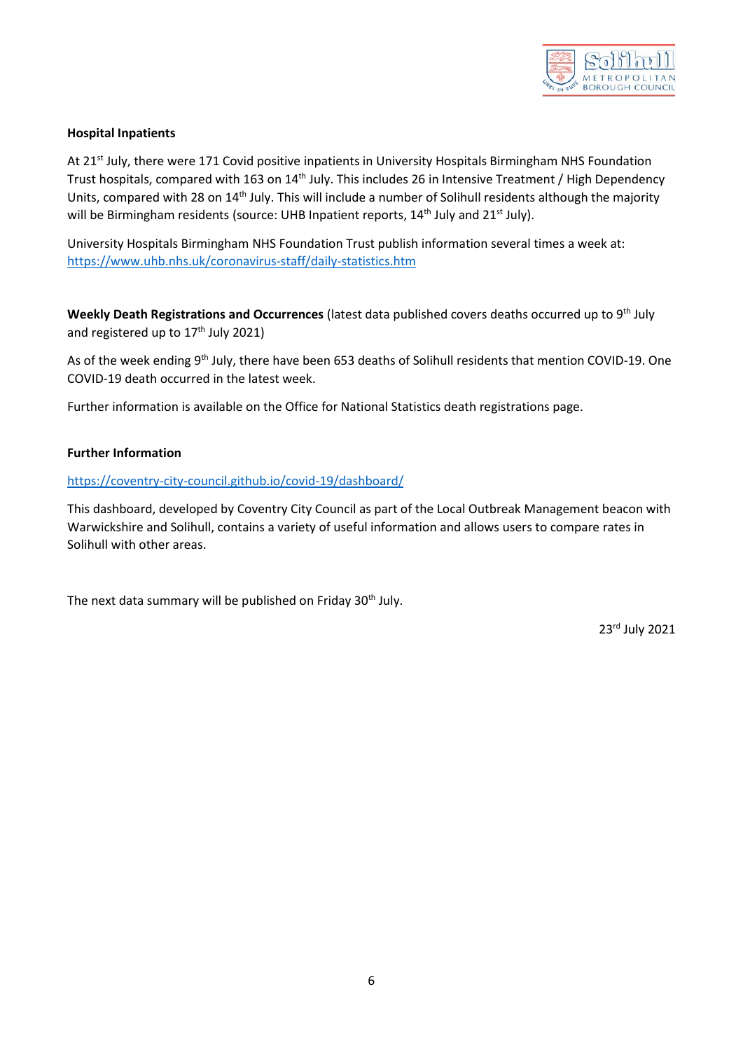**Hospital Inpatients**

At 21st July, there were 171 Covid positive inpatients in University Hospitals Birmingham NHS Foundation Trust hospitals, compared with 163 on 14th July. This includes 26 in Intensive Treatment / High Dependency Units, compared with 28 on 14th July. This will include a number of Solihull residents although the majority will be Birmingham residents (source: UHB Inpatient reports, 14th July and 21st July).

University Hospitals Birmingham NHS Foundation Trust publish information several times a week at: https://www.uhb.nhs.uk/coronavirus-staff/daily-statistics.htm

**Weekly Death Registrations and Occurrences** (latest data published covers deaths occurred up to 9th July and registered up to 17th July 2021)

As of the week ending 9th July, there have been 653 deaths of Solihull residents that mention COVID-19. One COVID-19 death occurred in the latest week.

Further information is available on the Office for National Statistics death registrations page.

**Further Information**

https://coventry-city-council.github.io/covid-19/dashboard/

This dashboard, developed by Coventry City Council as part of the Local Outbreak Management beacon with Warwickshire and Solihull, contains a variety of useful information and allows users to compare rates in Solihull with other areas.

The next data summary will be published on Friday 30th July.

23rd July 2021